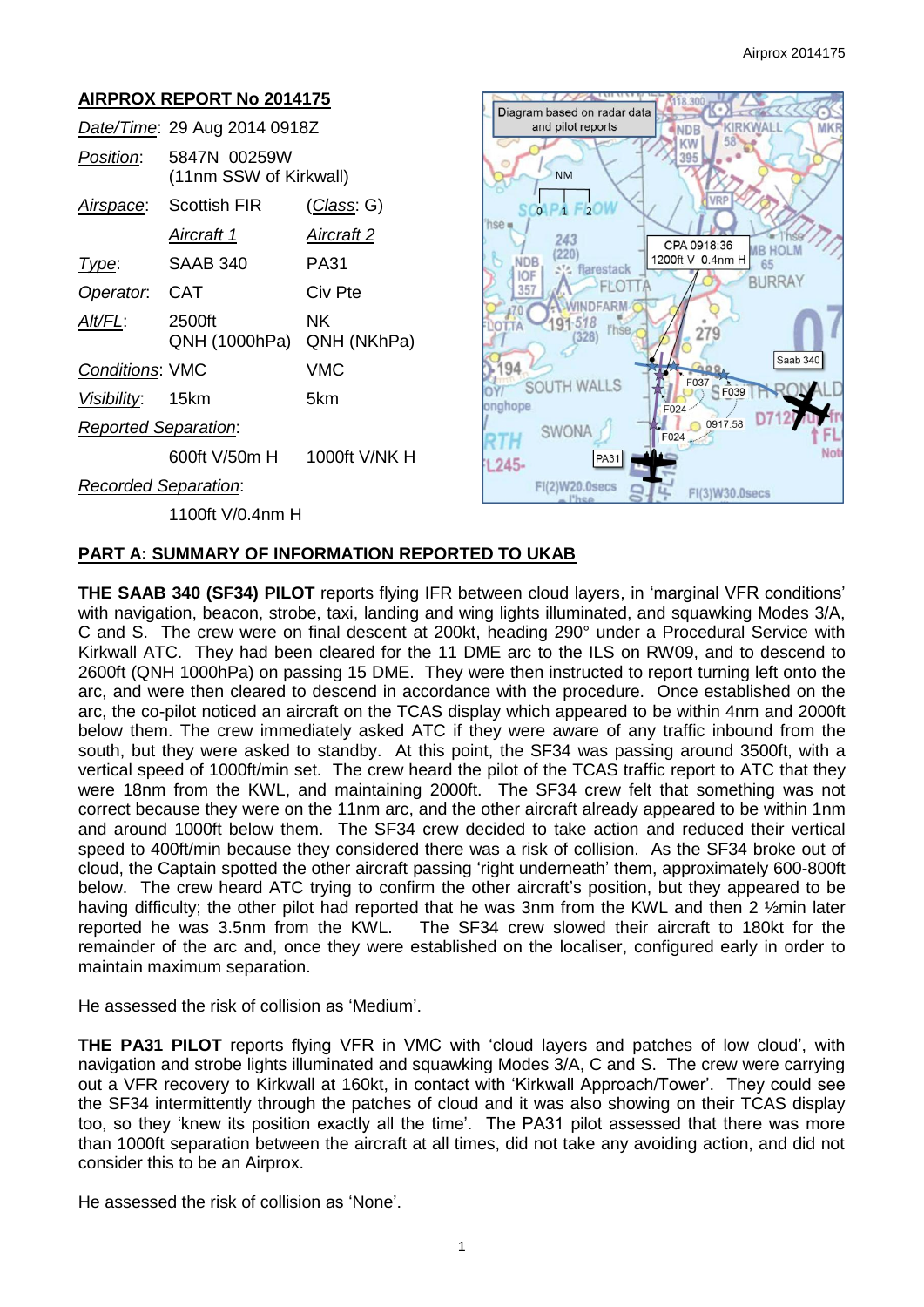## AIRPROX REPORT No 2014175

| | | |
|---|---|---|
| *Date/Time*: | 29 Aug 2014 0918Z | |
| *Position*: | 5847N 00259W (11nm SSW of Kirkwall) | |
| *Airspace*: | Scottish FIR | (*Class*: G) |
| | *Aircraft 1* | *Aircraft 2* |
| *Type*: | SAAB 340 | PA31 |
| *Operator*: | CAT | Civ Pte |
| *Alt/FL*: | 2500ft QNH (1000hPa) | NK QNH (NKhPa) |
| *Conditions*: | VMC | VMC |
| *Visibility*: | 15km | 5km |
| *Reported Separation*: | | |
| | 600ft V/50m H | 1000ft V/NK H |
| *Recorded Separation*: | | |
| | 1100ft V/0.4nm H | |

Diagram based on radar data and pilot reports

## PART A: SUMMARY OF INFORMATION REPORTED TO UKAB

**THE SAAB 340 (SF34) PILOT** reports flying IFR between cloud layers, in 'marginal VFR conditions' with navigation, beacon, strobe, taxi, landing and wing lights illuminated, and squawking Modes 3/A, C and S. The crew were on final descent at 200kt, heading 290° under a Procedural Service with Kirkwall ATC. They had been cleared for the 11 DME arc to the ILS on RW09, and to descend to 2600ft (QNH 1000hPa) on passing 15 DME. They were then instructed to report turning left onto the arc, and were then cleared to descend in accordance with the procedure. Once established on the arc, the co-pilot noticed an aircraft on the TCAS display which appeared to be within 4nm and 2000ft below them. The crew immediately asked ATC if they were aware of any traffic inbound from the south, but they were asked to standby. At this point, the SF34 was passing around 3500ft, with a vertical speed of 1000ft/min set. The crew heard the pilot of the TCAS traffic report to ATC that they were 18nm from the KWL, and maintaining 2000ft. The SF34 crew felt that something was not correct because they were on the 11nm arc, and the other aircraft already appeared to be within 1nm and around 1000ft below them. The SF34 crew decided to take action and reduced their vertical speed to 400ft/min because they considered there was a risk of collision. As the SF34 broke out of cloud, the Captain spotted the other aircraft passing 'right underneath' them, approximately 600-800ft below. The crew heard ATC trying to confirm the other aircraft's position, but they appeared to be having difficulty; the other pilot had reported that he was 3nm from the KWL and then 2 ½min later reported he was 3.5nm from the KWL. The SF34 crew slowed their aircraft to 180kt for the remainder of the arc and, once they were established on the localiser, configured early in order to maintain maximum separation.

He assessed the risk of collision as 'Medium'.

**THE PA31 PILOT** reports flying VFR in VMC with 'cloud layers and patches of low cloud', with navigation and strobe lights illuminated and squawking Modes 3/A, C and S. The crew were carrying out a VFR recovery to Kirkwall at 160kt, in contact with 'Kirkwall Approach/Tower'. They could see the SF34 intermittently through the patches of cloud and it was also showing on their TCAS display too, so they 'knew its position exactly all the time'. The PA31 pilot assessed that there was more than 1000ft separation between the aircraft at all times, did not take any avoiding action, and did not consider this to be an Airprox.

He assessed the risk of collision as 'None'.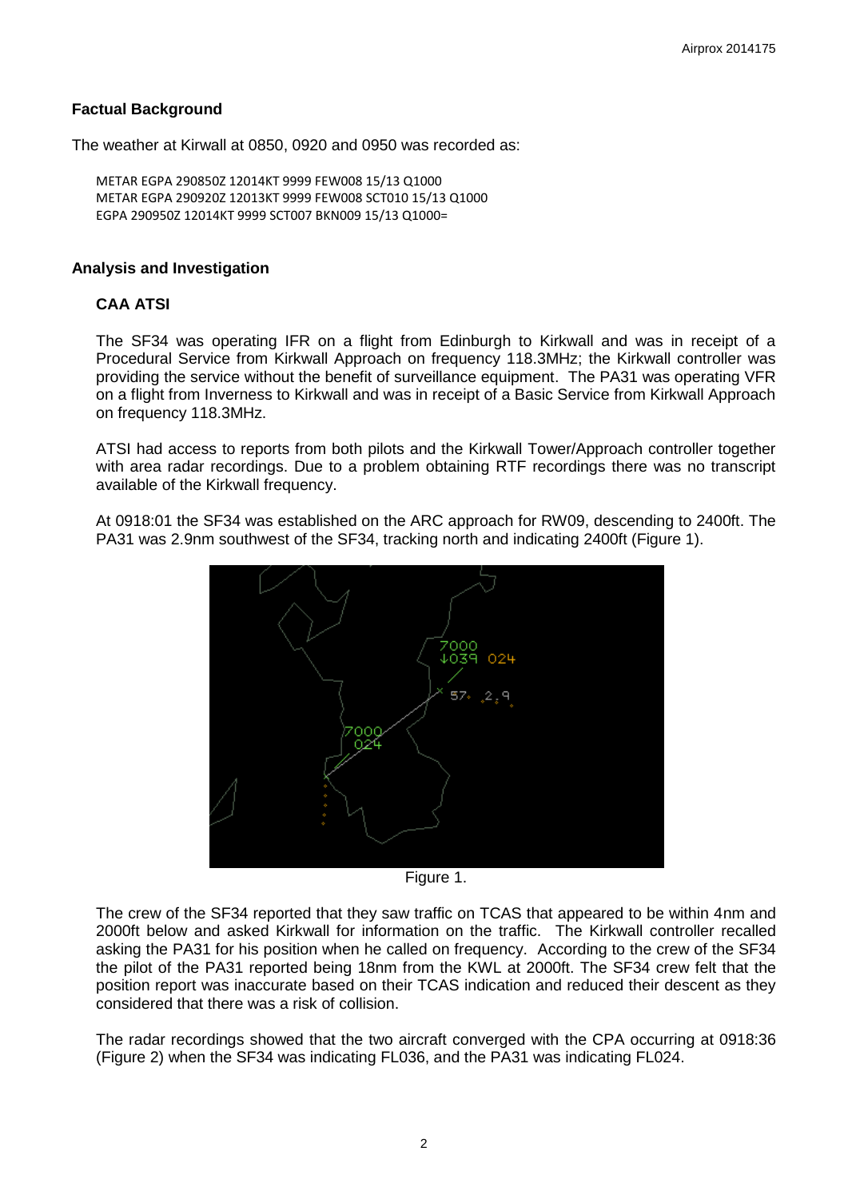## Factual Background

The weather at Kirwall at 0850, 0920 and 0950 was recorded as:

```
METAR EGPA 290850Z 12014KT 9999 FEW008 15/13 Q1000
METAR EGPA 290920Z 12013KT 9999 FEW008 SCT010 15/13 Q1000
EGPA 290950Z 12014KT 9999 SCT007 BKN009 15/13 Q1000=
```

## Analysis and Investigation

### CAA ATSI

The SF34 was operating IFR on a flight from Edinburgh to Kirkwall and was in receipt of a Procedural Service from Kirkwall Approach on frequency 118.3MHz; the Kirkwall controller was providing the service without the benefit of surveillance equipment. The PA31 was operating VFR on a flight from Inverness to Kirkwall and was in receipt of a Basic Service from Kirkwall Approach on frequency 118.3MHz.

ATSI had access to reports from both pilots and the Kirkwall Tower/Approach controller together with area radar recordings. Due to a problem obtaining RTF recordings there was no transcript available of the Kirkwall frequency.

At 0918:01 the SF34 was established on the ARC approach for RW09, descending to 2400ft. The PA31 was 2.9nm southwest of the SF34, tracking north and indicating 2400ft (Figure 1).

Figure 1.

The crew of the SF34 reported that they saw traffic on TCAS that appeared to be within 4nm and 2000ft below and asked Kirkwall for information on the traffic. The Kirkwall controller recalled asking the PA31 for his position when he called on frequency. According to the crew of the SF34 the pilot of the PA31 reported being 18nm from the KWL at 2000ft. The SF34 crew felt that the position report was inaccurate based on their TCAS indication and reduced their descent as they considered that there was a risk of collision.

The radar recordings showed that the two aircraft converged with the CPA occurring at 0918:36 (Figure 2) when the SF34 was indicating FL036, and the PA31 was indicating FL024.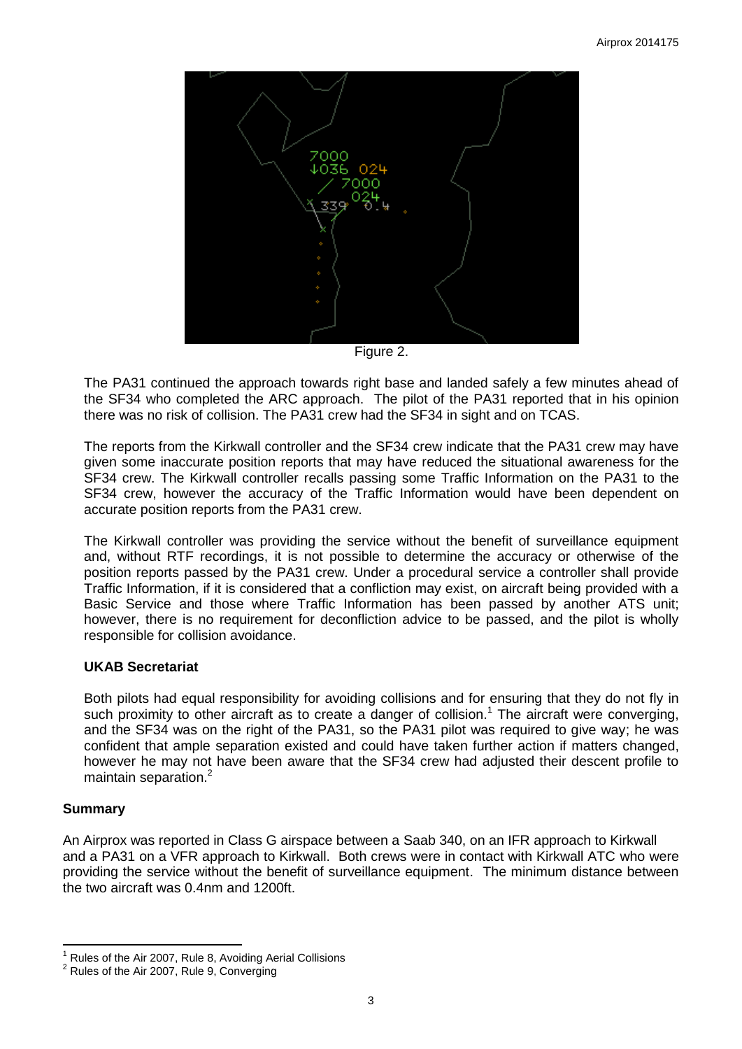Figure 2.

The PA31 continued the approach towards right base and landed safely a few minutes ahead of the SF34 who completed the ARC approach. The pilot of the PA31 reported that in his opinion there was no risk of collision. The PA31 crew had the SF34 in sight and on TCAS.

The reports from the Kirkwall controller and the SF34 crew indicate that the PA31 crew may have given some inaccurate position reports that may have reduced the situational awareness for the SF34 crew. The Kirkwall controller recalls passing some Traffic Information on the PA31 to the SF34 crew, however the accuracy of the Traffic Information would have been dependent on accurate position reports from the PA31 crew.

The Kirkwall controller was providing the service without the benefit of surveillance equipment and, without RTF recordings, it is not possible to determine the accuracy or otherwise of the position reports passed by the PA31 crew. Under a procedural service a controller shall provide Traffic Information, if it is considered that a confliction may exist, on aircraft being provided with a Basic Service and those where Traffic Information has been passed by another ATS unit; however, there is no requirement for deconfliction advice to be passed, and the pilot is wholly responsible for collision avoidance.

### UKAB Secretariat

Both pilots had equal responsibility for avoiding collisions and for ensuring that they do not fly in such proximity to other aircraft as to create a danger of collision.[1] The aircraft were converging, and the SF34 was on the right of the PA31, so the PA31 pilot was required to give way; he was confident that ample separation existed and could have taken further action if matters changed, however he may not have been aware that the SF34 crew had adjusted their descent profile to maintain separation.[2]

## Summary

An Airprox was reported in Class G airspace between a Saab 340, on an IFR approach to Kirkwall and a PA31 on a VFR approach to Kirkwall. Both crews were in contact with Kirkwall ATC who were providing the service without the benefit of surveillance equipment. The minimum distance between the two aircraft was 0.4nm and 1200ft.

---

[1] Rules of the Air 2007, Rule 8, Avoiding Aerial Collisions

[2] Rules of the Air 2007, Rule 9, Converging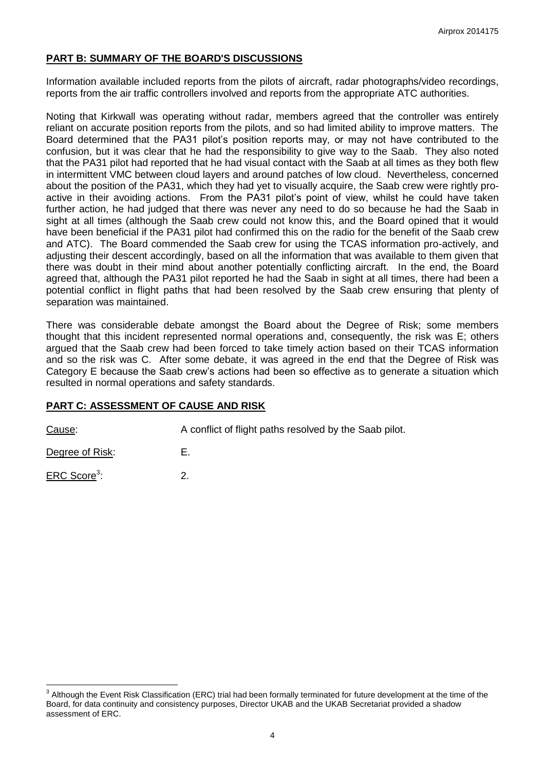## PART B: SUMMARY OF THE BOARD'S DISCUSSIONS

Information available included reports from the pilots of aircraft, radar photographs/video recordings, reports from the air traffic controllers involved and reports from the appropriate ATC authorities.

Noting that Kirkwall was operating without radar, members agreed that the controller was entirely reliant on accurate position reports from the pilots, and so had limited ability to improve matters. The Board determined that the PA31 pilot's position reports may, or may not have contributed to the confusion, but it was clear that he had the responsibility to give way to the Saab. They also noted that the PA31 pilot had reported that he had visual contact with the Saab at all times as they both flew in intermittent VMC between cloud layers and around patches of low cloud. Nevertheless, concerned about the position of the PA31, which they had yet to visually acquire, the Saab crew were rightly pro-active in their avoiding actions. From the PA31 pilot's point of view, whilst he could have taken further action, he had judged that there was never any need to do so because he had the Saab in sight at all times (although the Saab crew could not know this, and the Board opined that it would have been beneficial if the PA31 pilot had confirmed this on the radio for the benefit of the Saab crew and ATC). The Board commended the Saab crew for using the TCAS information pro-actively, and adjusting their descent accordingly, based on all the information that was available to them given that there was doubt in their mind about another potentially conflicting aircraft. In the end, the Board agreed that, although the PA31 pilot reported he had the Saab in sight at all times, there had been a potential conflict in flight paths that had been resolved by the Saab crew ensuring that plenty of separation was maintained.

There was considerable debate amongst the Board about the Degree of Risk; some members thought that this incident represented normal operations and, consequently, the risk was E; others argued that the Saab crew had been forced to take timely action based on their TCAS information and so the risk was C. After some debate, it was agreed in the end that the Degree of Risk was Category E because the Saab crew's actions had been so effective as to generate a situation which resulted in normal operations and safety standards.

## PART C: ASSESSMENT OF CAUSE AND RISK

Cause: A conflict of flight paths resolved by the Saab pilot.

Degree of Risk: E.

ERC Score[3]: 2.

---

[3] Although the Event Risk Classification (ERC) trial had been formally terminated for future development at the time of the Board, for data continuity and consistency purposes, Director UKAB and the UKAB Secretariat provided a shadow assessment of ERC.